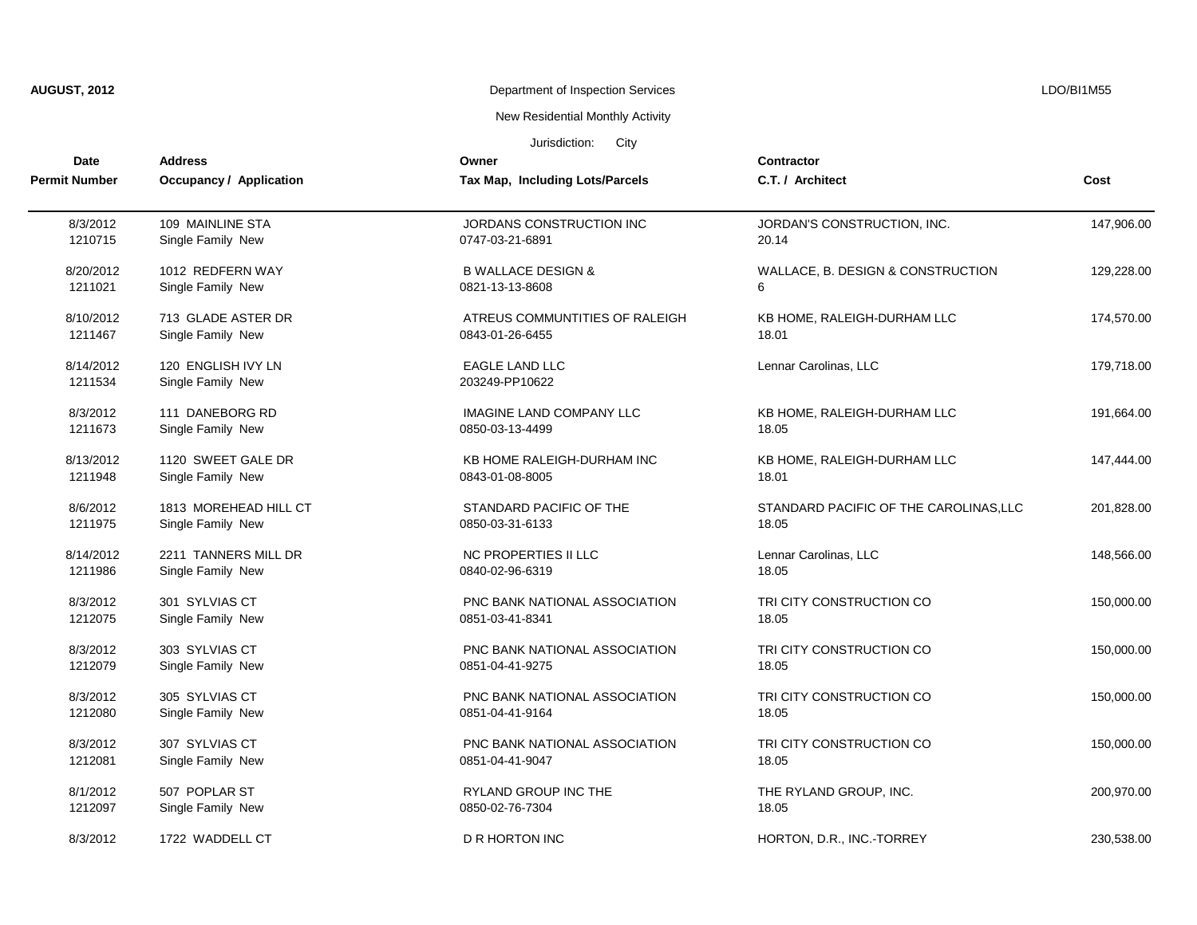**AUGUST, 2012** Department of Inspection Services LDO/BI1M55

New Residential Monthly Activity

Jurisdiction: City

| Date<br>Permit Number | Address<br>Occupancy / Application | Owner<br>Tax Map, Including Lots/Parcels | Contractor<br>C.T. / Architect | Cost |
|---|---|---|---|---|
| 8/3/2012<br>1210715 | 109 MAINLINE STA<br>Single Family New | JORDANS CONSTRUCTION INC<br>0747-03-21-6891 | JORDAN'S CONSTRUCTION, INC.<br>20.14 | 147,906.00 |
| 8/20/2012<br>1211021 | 1012 REDFERN WAY<br>Single Family New | B WALLACE DESIGN &<br>0821-13-13-8608 | WALLACE, B. DESIGN & CONSTRUCTION<br>6 | 129,228.00 |
| 8/10/2012<br>1211467 | 713 GLADE ASTER DR<br>Single Family New | ATREUS COMMUNTITIES OF RALEIGH<br>0843-01-26-6455 | KB HOME, RALEIGH-DURHAM LLC<br>18.01 | 174,570.00 |
| 8/14/2012<br>1211534 | 120 ENGLISH IVY LN<br>Single Family New | EAGLE LAND LLC<br>203249-PP10622 | Lennar Carolinas, LLC | 179,718.00 |
| 8/3/2012<br>1211673 | 111 DANEBORG RD<br>Single Family New | IMAGINE LAND COMPANY LLC<br>0850-03-13-4499 | KB HOME, RALEIGH-DURHAM LLC<br>18.05 | 191,664.00 |
| 8/13/2012<br>1211948 | 1120 SWEET GALE DR<br>Single Family New | KB HOME RALEIGH-DURHAM INC<br>0843-01-08-8005 | KB HOME, RALEIGH-DURHAM LLC<br>18.01 | 147,444.00 |
| 8/6/2012<br>1211975 | 1813 MOREHEAD HILL CT<br>Single Family New | STANDARD PACIFIC OF THE<br>0850-03-31-6133 | STANDARD PACIFIC OF THE CAROLINAS,LLC<br>18.05 | 201,828.00 |
| 8/14/2012<br>1211986 | 2211 TANNERS MILL DR<br>Single Family New | NC PROPERTIES II LLC<br>0840-02-96-6319 | Lennar Carolinas, LLC<br>18.05 | 148,566.00 |
| 8/3/2012<br>1212075 | 301 SYLVIAS CT<br>Single Family New | PNC BANK NATIONAL ASSOCIATION<br>0851-03-41-8341 | TRI CITY CONSTRUCTION CO<br>18.05 | 150,000.00 |
| 8/3/2012<br>1212079 | 303 SYLVIAS CT<br>Single Family New | PNC BANK NATIONAL ASSOCIATION<br>0851-04-41-9275 | TRI CITY CONSTRUCTION CO<br>18.05 | 150,000.00 |
| 8/3/2012<br>1212080 | 305 SYLVIAS CT<br>Single Family New | PNC BANK NATIONAL ASSOCIATION<br>0851-04-41-9164 | TRI CITY CONSTRUCTION CO<br>18.05 | 150,000.00 |
| 8/3/2012<br>1212081 | 307 SYLVIAS CT<br>Single Family New | PNC BANK NATIONAL ASSOCIATION<br>0851-04-41-9047 | TRI CITY CONSTRUCTION CO<br>18.05 | 150,000.00 |
| 8/1/2012<br>1212097 | 507 POPLAR ST<br>Single Family New | RYLAND GROUP INC THE<br>0850-02-76-7304 | THE RYLAND GROUP, INC.<br>18.05 | 200,970.00 |
| 8/3/2012 | 1722 WADDELL CT | D R HORTON INC | HORTON, D.R., INC.-TORREY | 230,538.00 |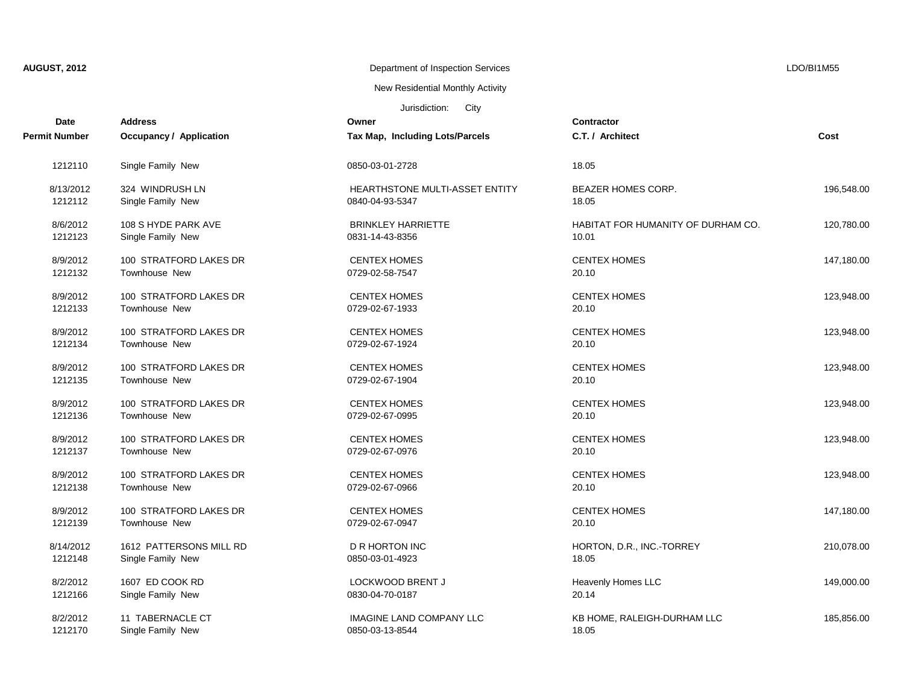AUGUST, 2012 | Department of Inspection Services | LDO/BI1M55

New Residential Monthly Activity

Jurisdiction: City

| Date<br>Permit Number | Address<br>Occupancy / Application | Owner<br>Tax Map, Including Lots/Parcels | Contractor<br>C.T. / Architect | Cost |
|---|---|---|---|---|
| 1212110 | Single Family New | 0850-03-01-2728 | 18.05 | |
| 8/13/2012<br>1212112 | 324 WINDRUSH LN<br>Single Family New | HEARTHSTONE MULTI-ASSET ENTITY<br>0840-04-93-5347 | BEAZER HOMES CORP.<br>18.05 | 196,548.00 |
| 8/6/2012<br>1212123 | 108 S HYDE PARK AVE<br>Single Family New | BRINKLEY HARRIETTE<br>0831-14-43-8356 | HABITAT FOR HUMANITY OF DURHAM CO.<br>10.01 | 120,780.00 |
| 8/9/2012<br>1212132 | 100 STRATFORD LAKES DR<br>Townhouse New | CENTEX HOMES<br>0729-02-58-7547 | CENTEX HOMES<br>20.10 | 147,180.00 |
| 8/9/2012<br>1212133 | 100 STRATFORD LAKES DR<br>Townhouse New | CENTEX HOMES<br>0729-02-67-1933 | CENTEX HOMES<br>20.10 | 123,948.00 |
| 8/9/2012<br>1212134 | 100 STRATFORD LAKES DR<br>Townhouse New | CENTEX HOMES<br>0729-02-67-1924 | CENTEX HOMES<br>20.10 | 123,948.00 |
| 8/9/2012<br>1212135 | 100 STRATFORD LAKES DR<br>Townhouse New | CENTEX HOMES<br>0729-02-67-1904 | CENTEX HOMES<br>20.10 | 123,948.00 |
| 8/9/2012<br>1212136 | 100 STRATFORD LAKES DR<br>Townhouse New | CENTEX HOMES<br>0729-02-67-0995 | CENTEX HOMES<br>20.10 | 123,948.00 |
| 8/9/2012<br>1212137 | 100 STRATFORD LAKES DR<br>Townhouse New | CENTEX HOMES<br>0729-02-67-0976 | CENTEX HOMES<br>20.10 | 123,948.00 |
| 8/9/2012<br>1212138 | 100 STRATFORD LAKES DR<br>Townhouse New | CENTEX HOMES<br>0729-02-67-0966 | CENTEX HOMES<br>20.10 | 123,948.00 |
| 8/9/2012<br>1212139 | 100 STRATFORD LAKES DR<br>Townhouse New | CENTEX HOMES<br>0729-02-67-0947 | CENTEX HOMES<br>20.10 | 147,180.00 |
| 8/14/2012<br>1212148 | 1612 PATTERSONS MILL RD<br>Single Family New | D R HORTON INC<br>0850-03-01-4923 | HORTON, D.R., INC.-TORREY<br>18.05 | 210,078.00 |
| 8/2/2012<br>1212166 | 1607 ED COOK RD<br>Single Family New | LOCKWOOD BRENT J<br>0830-04-70-0187 | Heavenly Homes LLC<br>20.14 | 149,000.00 |
| 8/2/2012<br>1212170 | 11 TABERNACLE CT<br>Single Family New | IMAGINE LAND COMPANY LLC<br>0850-03-13-8544 | KB HOME, RALEIGH-DURHAM LLC<br>18.05 | 185,856.00 |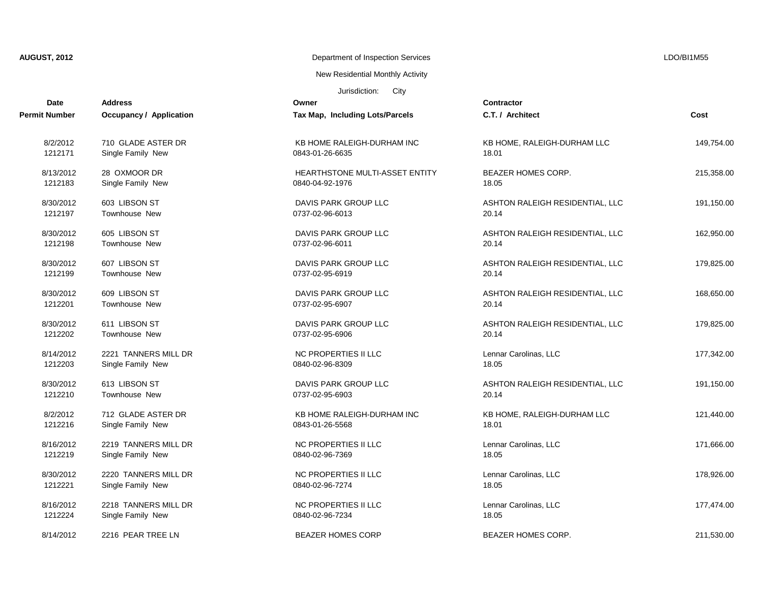**AUGUST, 2012** Department of Inspection Services LDO/BI1M55

New Residential Monthly Activity

Jurisdiction: City

| Date / Permit Number | Address / Occupancy / Application | Owner / Tax Map, Including Lots/Parcels | Contractor / C.T. / Architect | Cost |
|---|---|---|---|---|
| 8/2/2012<br>1212171 | 710 GLADE ASTER DR<br>Single Family New | KB HOME RALEIGH-DURHAM INC<br>0843-01-26-6635 | KB HOME, RALEIGH-DURHAM LLC<br>18.01 | 149,754.00 |
| 8/13/2012<br>1212183 | 28 OXMOOR DR<br>Single Family New | HEARTHSTONE MULTI-ASSET ENTITY<br>0840-04-92-1976 | BEAZER HOMES CORP.<br>18.05 | 215,358.00 |
| 8/30/2012<br>1212197 | 603 LIBSON ST<br>Townhouse New | DAVIS PARK GROUP LLC<br>0737-02-96-6013 | ASHTON RALEIGH RESIDENTIAL, LLC<br>20.14 | 191,150.00 |
| 8/30/2012<br>1212198 | 605 LIBSON ST<br>Townhouse New | DAVIS PARK GROUP LLC<br>0737-02-96-6011 | ASHTON RALEIGH RESIDENTIAL, LLC<br>20.14 | 162,950.00 |
| 8/30/2012<br>1212199 | 607 LIBSON ST<br>Townhouse New | DAVIS PARK GROUP LLC<br>0737-02-95-6919 | ASHTON RALEIGH RESIDENTIAL, LLC<br>20.14 | 179,825.00 |
| 8/30/2012<br>1212201 | 609 LIBSON ST<br>Townhouse New | DAVIS PARK GROUP LLC<br>0737-02-95-6907 | ASHTON RALEIGH RESIDENTIAL, LLC<br>20.14 | 168,650.00 |
| 8/30/2012<br>1212202 | 611 LIBSON ST<br>Townhouse New | DAVIS PARK GROUP LLC<br>0737-02-95-6906 | ASHTON RALEIGH RESIDENTIAL, LLC<br>20.14 | 179,825.00 |
| 8/14/2012<br>1212203 | 2221 TANNERS MILL DR<br>Single Family New | NC PROPERTIES II LLC<br>0840-02-96-8309 | Lennar Carolinas, LLC<br>18.05 | 177,342.00 |
| 8/30/2012<br>1212210 | 613 LIBSON ST<br>Townhouse New | DAVIS PARK GROUP LLC<br>0737-02-95-6903 | ASHTON RALEIGH RESIDENTIAL, LLC<br>20.14 | 191,150.00 |
| 8/2/2012<br>1212216 | 712 GLADE ASTER DR<br>Single Family New | KB HOME RALEIGH-DURHAM INC<br>0843-01-26-5568 | KB HOME, RALEIGH-DURHAM LLC<br>18.01 | 121,440.00 |
| 8/16/2012<br>1212219 | 2219 TANNERS MILL DR<br>Single Family New | NC PROPERTIES II LLC<br>0840-02-96-7369 | Lennar Carolinas, LLC<br>18.05 | 171,666.00 |
| 8/30/2012<br>1212221 | 2220 TANNERS MILL DR<br>Single Family New | NC PROPERTIES II LLC<br>0840-02-96-7274 | Lennar Carolinas, LLC<br>18.05 | 178,926.00 |
| 8/16/2012<br>1212224 | 2218 TANNERS MILL DR<br>Single Family New | NC PROPERTIES II LLC<br>0840-02-96-7234 | Lennar Carolinas, LLC<br>18.05 | 177,474.00 |
| 8/14/2012 | 2216 PEAR TREE LN | BEAZER HOMES CORP | BEAZER HOMES CORP. | 211,530.00 |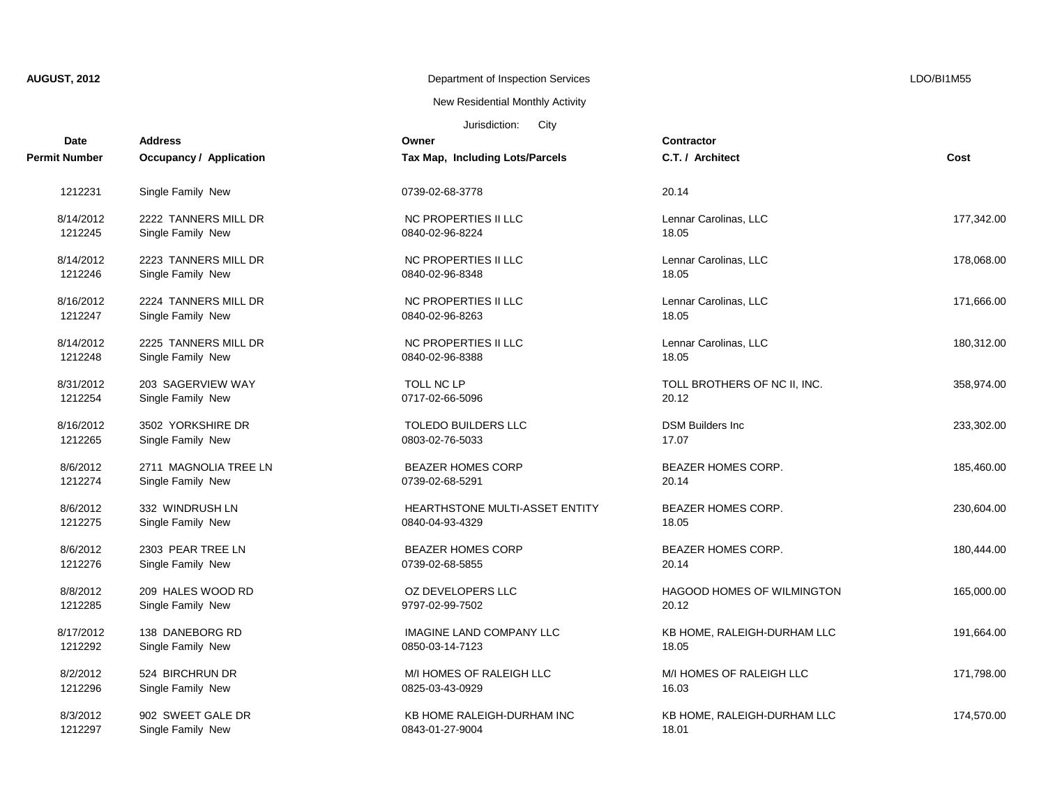**AUGUST, 2012** Department of Inspection Services LDO/BI1M55

New Residential Monthly Activity

Jurisdiction: City

| Date / Permit Number | Address / Occupancy / Application | Owner / Tax Map, Including Lots/Parcels | Contractor / C.T. / Architect | Cost |
|---|---|---|---|---|
| 1212231 | Single Family New | 0739-02-68-3778 | 20.14 | |
| 8/14/2012<br>1212245 | 2222 TANNERS MILL DR<br>Single Family New | NC PROPERTIES II LLC<br>0840-02-96-8224 | Lennar Carolinas, LLC<br>18.05 | 177,342.00 |
| 8/14/2012<br>1212246 | 2223 TANNERS MILL DR<br>Single Family New | NC PROPERTIES II LLC<br>0840-02-96-8348 | Lennar Carolinas, LLC<br>18.05 | 178,068.00 |
| 8/16/2012<br>1212247 | 2224 TANNERS MILL DR<br>Single Family New | NC PROPERTIES II LLC<br>0840-02-96-8263 | Lennar Carolinas, LLC<br>18.05 | 171,666.00 |
| 8/14/2012<br>1212248 | 2225 TANNERS MILL DR<br>Single Family New | NC PROPERTIES II LLC<br>0840-02-96-8388 | Lennar Carolinas, LLC<br>18.05 | 180,312.00 |
| 8/31/2012<br>1212254 | 203 SAGERVIEW WAY<br>Single Family New | TOLL NC LP<br>0717-02-66-5096 | TOLL BROTHERS OF NC II, INC.<br>20.12 | 358,974.00 |
| 8/16/2012<br>1212265 | 3502 YORKSHIRE DR<br>Single Family New | TOLEDO BUILDERS LLC<br>0803-02-76-5033 | DSM Builders Inc<br>17.07 | 233,302.00 |
| 8/6/2012<br>1212274 | 2711 MAGNOLIA TREE LN<br>Single Family New | BEAZER HOMES CORP<br>0739-02-68-5291 | BEAZER HOMES CORP.<br>20.14 | 185,460.00 |
| 8/6/2012<br>1212275 | 332 WINDRUSH LN<br>Single Family New | HEARTHSTONE MULTI-ASSET ENTITY<br>0840-04-93-4329 | BEAZER HOMES CORP.<br>18.05 | 230,604.00 |
| 8/6/2012<br>1212276 | 2303 PEAR TREE LN<br>Single Family New | BEAZER HOMES CORP<br>0739-02-68-5855 | BEAZER HOMES CORP.<br>20.14 | 180,444.00 |
| 8/8/2012<br>1212285 | 209 HALES WOOD RD<br>Single Family New | OZ DEVELOPERS LLC<br>9797-02-99-7502 | HAGOOD HOMES OF WILMINGTON<br>20.12 | 165,000.00 |
| 8/17/2012<br>1212292 | 138 DANEBORG RD<br>Single Family New | IMAGINE LAND COMPANY LLC<br>0850-03-14-7123 | KB HOME, RALEIGH-DURHAM LLC<br>18.05 | 191,664.00 |
| 8/2/2012<br>1212296 | 524 BIRCHRUN DR<br>Single Family New | M/I HOMES OF RALEIGH LLC<br>0825-03-43-0929 | M/I HOMES OF RALEIGH LLC<br>16.03 | 171,798.00 |
| 8/3/2012<br>1212297 | 902 SWEET GALE DR<br>Single Family New | KB HOME RALEIGH-DURHAM INC<br>0843-01-27-9004 | KB HOME, RALEIGH-DURHAM LLC<br>18.01 | 174,570.00 |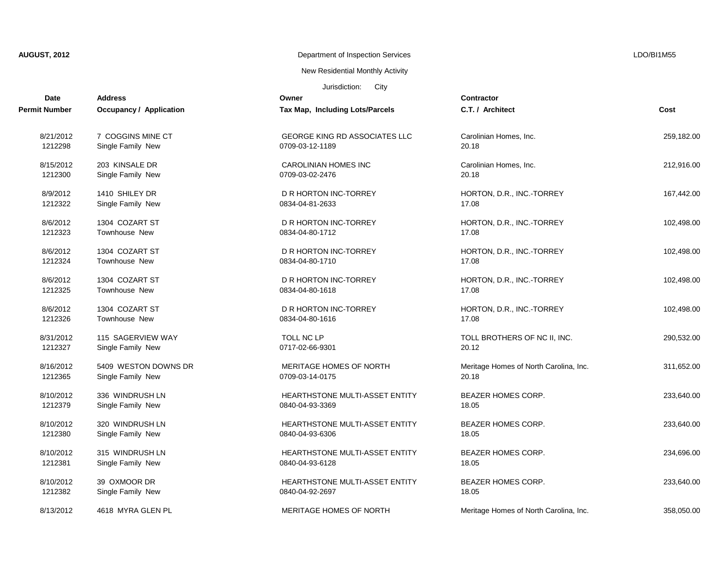**AUGUST, 2012** Department of Inspection Services LDO/BI1M55

New Residential Monthly Activity

Jurisdiction: City

| Date<br>Permit Number | Address<br>Occupancy / Application | Owner<br>Tax Map, Including Lots/Parcels | Contractor<br>C.T. / Architect | Cost |
|---|---|---|---|---|
| 8/21/2012<br>1212298 | 7 COGGINS MINE CT<br>Single Family New | GEORGE KING RD ASSOCIATES LLC<br>0709-03-12-1189 | Carolinian Homes, Inc.<br>20.18 | 259,182.00 |
| 8/15/2012<br>1212300 | 203 KINSALE DR<br>Single Family New | CAROLINIAN HOMES INC<br>0709-03-02-2476 | Carolinian Homes, Inc.<br>20.18 | 212,916.00 |
| 8/9/2012<br>1212322 | 1410 SHILEY DR<br>Single Family New | D R HORTON INC-TORREY<br>0834-04-81-2633 | HORTON, D.R., INC.-TORREY<br>17.08 | 167,442.00 |
| 8/6/2012<br>1212323 | 1304 COZART ST<br>Townhouse New | D R HORTON INC-TORREY<br>0834-04-80-1712 | HORTON, D.R., INC.-TORREY<br>17.08 | 102,498.00 |
| 8/6/2012<br>1212324 | 1304 COZART ST<br>Townhouse New | D R HORTON INC-TORREY<br>0834-04-80-1710 | HORTON, D.R., INC.-TORREY<br>17.08 | 102,498.00 |
| 8/6/2012<br>1212325 | 1304 COZART ST<br>Townhouse New | D R HORTON INC-TORREY<br>0834-04-80-1618 | HORTON, D.R., INC.-TORREY<br>17.08 | 102,498.00 |
| 8/6/2012<br>1212326 | 1304 COZART ST<br>Townhouse New | D R HORTON INC-TORREY<br>0834-04-80-1616 | HORTON, D.R., INC.-TORREY<br>17.08 | 102,498.00 |
| 8/31/2012<br>1212327 | 115 SAGERVIEW WAY<br>Single Family New | TOLL NC LP<br>0717-02-66-9301 | TOLL BROTHERS OF NC II, INC.<br>20.12 | 290,532.00 |
| 8/16/2012<br>1212365 | 5409 WESTON DOWNS DR<br>Single Family New | MERITAGE HOMES OF NORTH<br>0709-03-14-0175 | Meritage Homes of North Carolina, Inc.<br>20.18 | 311,652.00 |
| 8/10/2012<br>1212379 | 336 WINDRUSH LN<br>Single Family New | HEARTHSTONE MULTI-ASSET ENTITY<br>0840-04-93-3369 | BEAZER HOMES CORP.<br>18.05 | 233,640.00 |
| 8/10/2012<br>1212380 | 320 WINDRUSH LN<br>Single Family New | HEARTHSTONE MULTI-ASSET ENTITY<br>0840-04-93-6306 | BEAZER HOMES CORP.<br>18.05 | 233,640.00 |
| 8/10/2012<br>1212381 | 315 WINDRUSH LN<br>Single Family New | HEARTHSTONE MULTI-ASSET ENTITY<br>0840-04-93-6128 | BEAZER HOMES CORP.<br>18.05 | 234,696.00 |
| 8/10/2012<br>1212382 | 39 OXMOOR DR<br>Single Family New | HEARTHSTONE MULTI-ASSET ENTITY<br>0840-04-92-2697 | BEAZER HOMES CORP.<br>18.05 | 233,640.00 |
| 8/13/2012 | 4618 MYRA GLEN PL | MERITAGE HOMES OF NORTH | Meritage Homes of North Carolina, Inc. | 358,050.00 |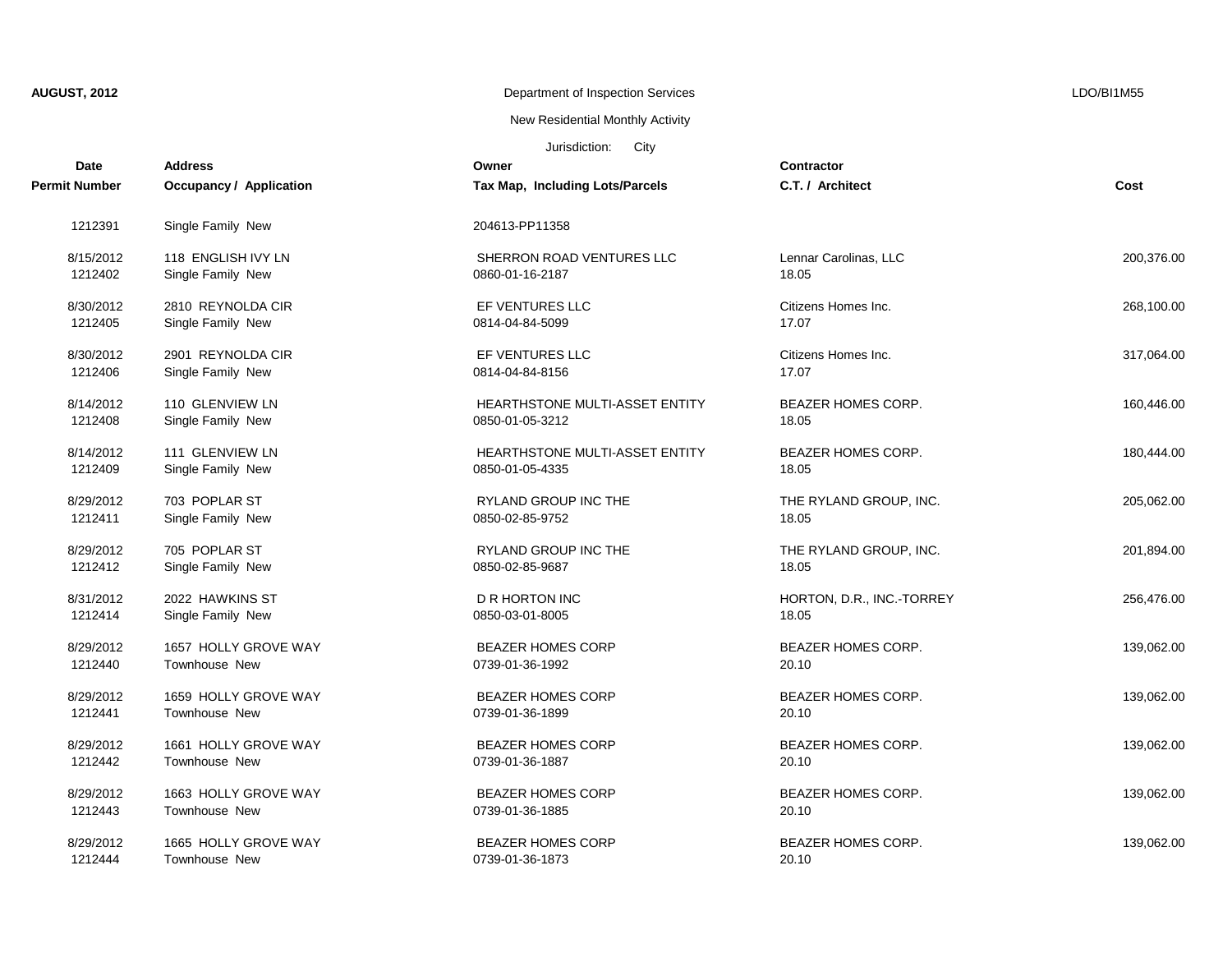**AUGUST, 2012** Department of Inspection Services LDO/BI1M55

New Residential Monthly Activity

Jurisdiction: City

| Date<br>Permit Number | Address<br>Occupancy / Application | Owner<br>Tax Map, Including Lots/Parcels | Contractor<br>C.T. / Architect | Cost |
|---|---|---|---|---|
| 1212391 | Single Family New | 204613-PP11358 | | |
| 8/15/2012<br>1212402 | 118 ENGLISH IVY LN<br>Single Family New | SHERRON ROAD VENTURES LLC<br>0860-01-16-2187 | Lennar Carolinas, LLC<br>18.05 | 200,376.00 |
| 8/30/2012<br>1212405 | 2810 REYNOLDA CIR<br>Single Family New | EF VENTURES LLC<br>0814-04-84-5099 | Citizens Homes Inc.<br>17.07 | 268,100.00 |
| 8/30/2012<br>1212406 | 2901 REYNOLDA CIR<br>Single Family New | EF VENTURES LLC<br>0814-04-84-8156 | Citizens Homes Inc.<br>17.07 | 317,064.00 |
| 8/14/2012<br>1212408 | 110 GLENVIEW LN<br>Single Family New | HEARTHSTONE MULTI-ASSET ENTITY<br>0850-01-05-3212 | BEAZER HOMES CORP.<br>18.05 | 160,446.00 |
| 8/14/2012<br>1212409 | 111 GLENVIEW LN<br>Single Family New | HEARTHSTONE MULTI-ASSET ENTITY<br>0850-01-05-4335 | BEAZER HOMES CORP.<br>18.05 | 180,444.00 |
| 8/29/2012<br>1212411 | 703 POPLAR ST<br>Single Family New | RYLAND GROUP INC THE<br>0850-02-85-9752 | THE RYLAND GROUP, INC.<br>18.05 | 205,062.00 |
| 8/29/2012<br>1212412 | 705 POPLAR ST<br>Single Family New | RYLAND GROUP INC THE<br>0850-02-85-9687 | THE RYLAND GROUP, INC.<br>18.05 | 201,894.00 |
| 8/31/2012<br>1212414 | 2022 HAWKINS ST<br>Single Family New | D R HORTON INC<br>0850-03-01-8005 | HORTON, D.R., INC.-TORREY<br>18.05 | 256,476.00 |
| 8/29/2012<br>1212440 | 1657 HOLLY GROVE WAY<br>Townhouse New | BEAZER HOMES CORP<br>0739-01-36-1992 | BEAZER HOMES CORP.<br>20.10 | 139,062.00 |
| 8/29/2012<br>1212441 | 1659 HOLLY GROVE WAY<br>Townhouse New | BEAZER HOMES CORP<br>0739-01-36-1899 | BEAZER HOMES CORP.<br>20.10 | 139,062.00 |
| 8/29/2012<br>1212442 | 1661 HOLLY GROVE WAY<br>Townhouse New | BEAZER HOMES CORP<br>0739-01-36-1887 | BEAZER HOMES CORP.<br>20.10 | 139,062.00 |
| 8/29/2012<br>1212443 | 1663 HOLLY GROVE WAY<br>Townhouse New | BEAZER HOMES CORP<br>0739-01-36-1885 | BEAZER HOMES CORP.<br>20.10 | 139,062.00 |
| 8/29/2012<br>1212444 | 1665 HOLLY GROVE WAY<br>Townhouse New | BEAZER HOMES CORP<br>0739-01-36-1873 | BEAZER HOMES CORP.<br>20.10 | 139,062.00 |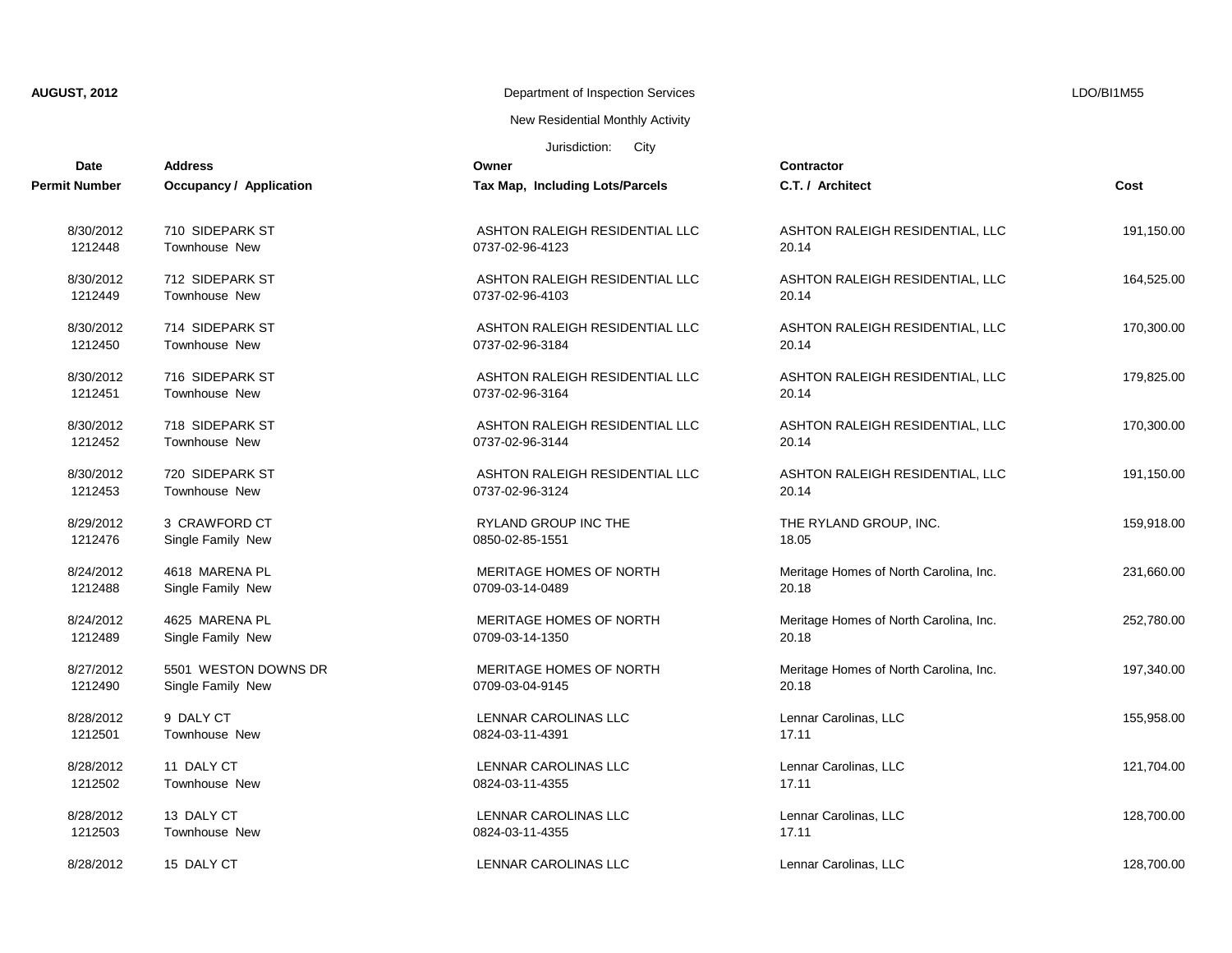AUGUST, 2012 Department of Inspection Services LDO/BI1M55

New Residential Monthly Activity

Jurisdiction: City

| Date<br>Permit Number | Address<br>Occupancy / Application | Owner<br>Tax Map, Including Lots/Parcels | Contractor<br>C.T. / Architect | Cost |
|---|---|---|---|---|
| 8/30/2012<br>1212448 | 710 SIDEPARK ST<br>Townhouse New | ASHTON RALEIGH RESIDENTIAL LLC<br>0737-02-96-4123 | ASHTON RALEIGH RESIDENTIAL, LLC<br>20.14 | 191,150.00 |
| 8/30/2012<br>1212449 | 712 SIDEPARK ST<br>Townhouse New | ASHTON RALEIGH RESIDENTIAL LLC<br>0737-02-96-4103 | ASHTON RALEIGH RESIDENTIAL, LLC<br>20.14 | 164,525.00 |
| 8/30/2012<br>1212450 | 714 SIDEPARK ST<br>Townhouse New | ASHTON RALEIGH RESIDENTIAL LLC<br>0737-02-96-3184 | ASHTON RALEIGH RESIDENTIAL, LLC<br>20.14 | 170,300.00 |
| 8/30/2012<br>1212451 | 716 SIDEPARK ST<br>Townhouse New | ASHTON RALEIGH RESIDENTIAL LLC<br>0737-02-96-3164 | ASHTON RALEIGH RESIDENTIAL, LLC<br>20.14 | 179,825.00 |
| 8/30/2012<br>1212452 | 718 SIDEPARK ST<br>Townhouse New | ASHTON RALEIGH RESIDENTIAL LLC<br>0737-02-96-3144 | ASHTON RALEIGH RESIDENTIAL, LLC<br>20.14 | 170,300.00 |
| 8/30/2012<br>1212453 | 720 SIDEPARK ST<br>Townhouse New | ASHTON RALEIGH RESIDENTIAL LLC<br>0737-02-96-3124 | ASHTON RALEIGH RESIDENTIAL, LLC<br>20.14 | 191,150.00 |
| 8/29/2012<br>1212476 | 3 CRAWFORD CT<br>Single Family New | RYLAND GROUP INC THE<br>0850-02-85-1551 | THE RYLAND GROUP, INC.<br>18.05 | 159,918.00 |
| 8/24/2012<br>1212488 | 4618 MARENA PL<br>Single Family New | MERITAGE HOMES OF NORTH<br>0709-03-14-0489 | Meritage Homes of North Carolina, Inc.<br>20.18 | 231,660.00 |
| 8/24/2012<br>1212489 | 4625 MARENA PL<br>Single Family New | MERITAGE HOMES OF NORTH<br>0709-03-14-1350 | Meritage Homes of North Carolina, Inc.<br>20.18 | 252,780.00 |
| 8/27/2012<br>1212490 | 5501 WESTON DOWNS DR<br>Single Family New | MERITAGE HOMES OF NORTH<br>0709-03-04-9145 | Meritage Homes of North Carolina, Inc.<br>20.18 | 197,340.00 |
| 8/28/2012<br>1212501 | 9 DALY CT<br>Townhouse New | LENNAR CAROLINAS LLC<br>0824-03-11-4391 | Lennar Carolinas, LLC<br>17.11 | 155,958.00 |
| 8/28/2012<br>1212502 | 11 DALY CT<br>Townhouse New | LENNAR CAROLINAS LLC<br>0824-03-11-4355 | Lennar Carolinas, LLC<br>17.11 | 121,704.00 |
| 8/28/2012<br>1212503 | 13 DALY CT<br>Townhouse New | LENNAR CAROLINAS LLC<br>0824-03-11-4355 | Lennar Carolinas, LLC<br>17.11 | 128,700.00 |
| 8/28/2012 | 15 DALY CT | LENNAR CAROLINAS LLC | Lennar Carolinas, LLC | 128,700.00 |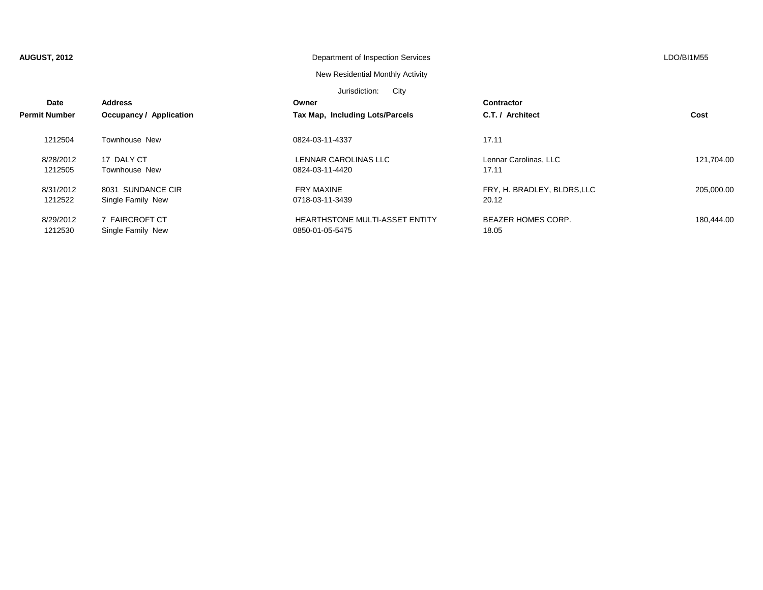**AUGUST, 2012**

Department of Inspection Services

New Residential Monthly Activity

Jurisdiction: City

LDO/BI1M55

| Date<br>Permit Number | Address<br>Occupancy / Application | Owner<br>Tax Map, Including Lots/Parcels | Contractor<br>C.T. / Architect | Cost |
|---|---|---|---|---|
| 1212504 | Townhouse New | 0824-03-11-4337 | 17.11 | |
| 8/28/2012<br>1212505 | 17 DALY CT<br>Townhouse New | LENNAR CAROLINAS LLC<br>0824-03-11-4420 | Lennar Carolinas, LLC<br>17.11 | 121,704.00 |
| 8/31/2012<br>1212522 | 8031 SUNDANCE CIR<br>Single Family New | FRY MAXINE<br>0718-03-11-3439 | FRY, H. BRADLEY, BLDRS,LLC<br>20.12 | 205,000.00 |
| 8/29/2012<br>1212530 | 7 FAIRCROFT CT<br>Single Family New | HEARTHSTONE MULTI-ASSET ENTITY<br>0850-01-05-5475 | BEAZER HOMES CORP.<br>18.05 | 180,444.00 |